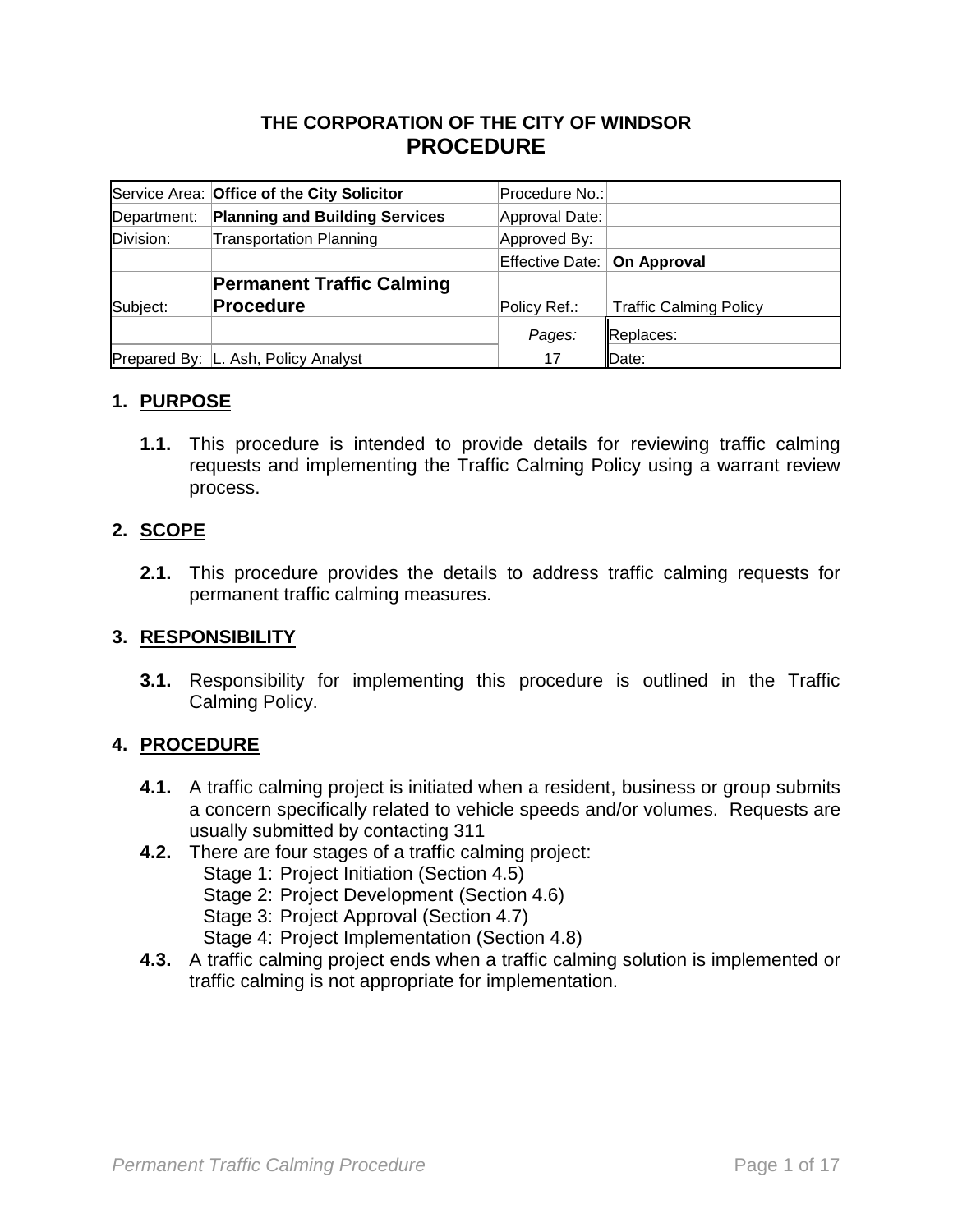# THE CORPORATION OF THE CITY OF WINDSOR
## PROCEDURE

| Service Area: | **Office of the City Solicitor** | Procedure No.: | |
|---|---|---|---|
| Department: | **Planning and Building Services** | Approval Date: | |
| Division: | Transportation Planning | Approved By: | |
| | | Effective Date: | **On Approval** |
| Subject: | **Permanent Traffic Calming Procedure** | Policy Ref.: | Traffic Calming Policy |
| | | *Pages:* | Replaces: |
| Prepared By: | L. Ash, Policy Analyst | 17 | Date: |

### 1. PURPOSE

**1.1.** This procedure is intended to provide details for reviewing traffic calming requests and implementing the Traffic Calming Policy using a warrant review process.

### 2. SCOPE

**2.1.** This procedure provides the details to address traffic calming requests for permanent traffic calming measures.

### 3. RESPONSIBILITY

**3.1.** Responsibility for implementing this procedure is outlined in the Traffic Calming Policy.

### 4. PROCEDURE

**4.1.** A traffic calming project is initiated when a resident, business or group submits a concern specifically related to vehicle speeds and/or volumes. Requests are usually submitted by contacting 311

**4.2.** There are four stages of a traffic calming project:

- Stage 1: Project Initiation (Section 4.5)
- Stage 2: Project Development (Section 4.6)
- Stage 3: Project Approval (Section 4.7)
- Stage 4: Project Implementation (Section 4.8)

**4.3.** A traffic calming project ends when a traffic calming solution is implemented or traffic calming is not appropriate for implementation.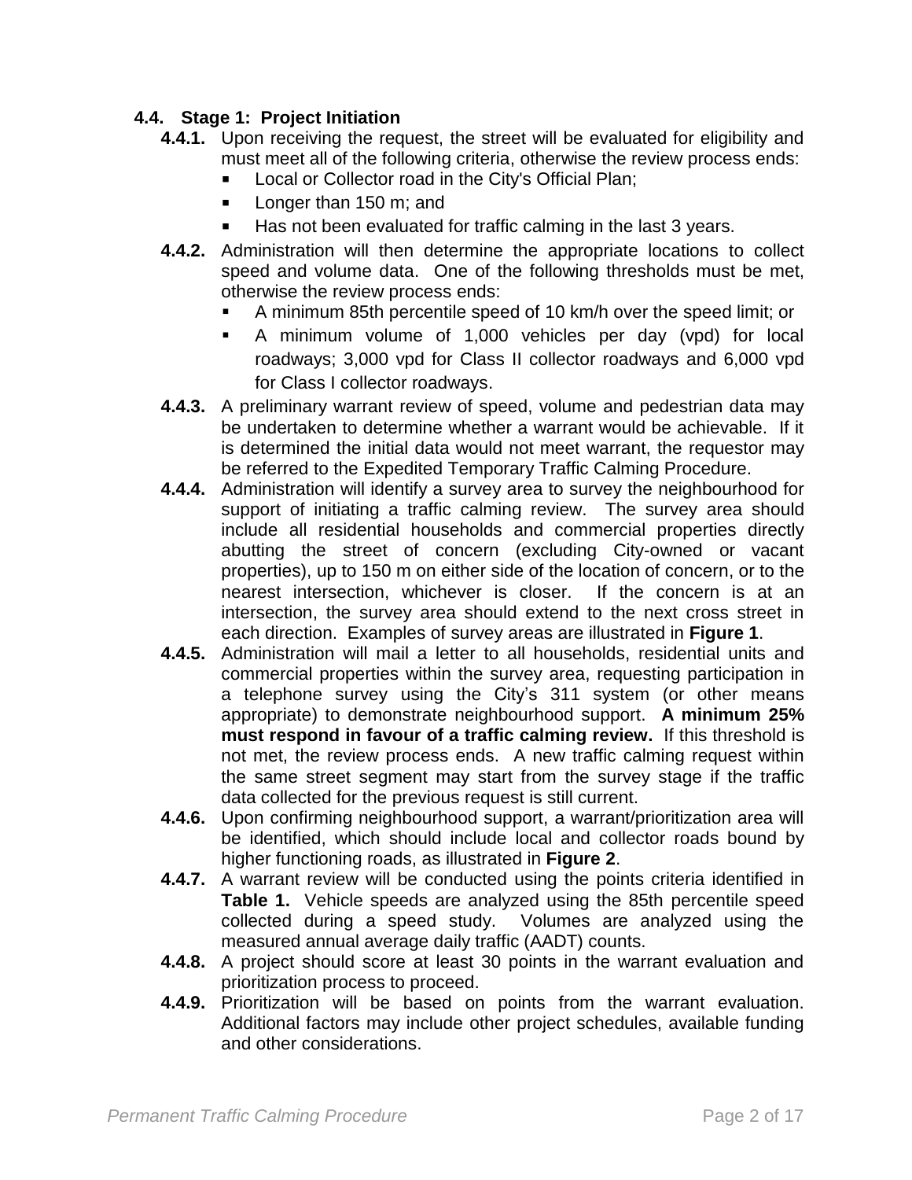### 4.4. Stage 1: Project Initiation

**4.4.1.** Upon receiving the request, the street will be evaluated for eligibility and must meet all of the following criteria, otherwise the review process ends:

- Local or Collector road in the City's Official Plan;
- Longer than 150 m; and
- Has not been evaluated for traffic calming in the last 3 years.

**4.4.2.** Administration will then determine the appropriate locations to collect speed and volume data. One of the following thresholds must be met, otherwise the review process ends:

- A minimum 85th percentile speed of 10 km/h over the speed limit; or
- A minimum volume of 1,000 vehicles per day (vpd) for local roadways; 3,000 vpd for Class II collector roadways and 6,000 vpd for Class I collector roadways.

**4.4.3.** A preliminary warrant review of speed, volume and pedestrian data may be undertaken to determine whether a warrant would be achievable. If it is determined the initial data would not meet warrant, the requestor may be referred to the Expedited Temporary Traffic Calming Procedure.

**4.4.4.** Administration will identify a survey area to survey the neighbourhood for support of initiating a traffic calming review. The survey area should include all residential households and commercial properties directly abutting the street of concern (excluding City-owned or vacant properties), up to 150 m on either side of the location of concern, or to the nearest intersection, whichever is closer. If the concern is at an intersection, the survey area should extend to the next cross street in each direction. Examples of survey areas are illustrated in **Figure 1**.

**4.4.5.** Administration will mail a letter to all households, residential units and commercial properties within the survey area, requesting participation in a telephone survey using the City's 311 system (or other means appropriate) to demonstrate neighbourhood support. **A minimum 25% must respond in favour of a traffic calming review.** If this threshold is not met, the review process ends. A new traffic calming request within the same street segment may start from the survey stage if the traffic data collected for the previous request is still current.

**4.4.6.** Upon confirming neighbourhood support, a warrant/prioritization area will be identified, which should include local and collector roads bound by higher functioning roads, as illustrated in **Figure 2**.

**4.4.7.** A warrant review will be conducted using the points criteria identified in **Table 1.** Vehicle speeds are analyzed using the 85th percentile speed collected during a speed study. Volumes are analyzed using the measured annual average daily traffic (AADT) counts.

**4.4.8.** A project should score at least 30 points in the warrant evaluation and prioritization process to proceed.

**4.4.9.** Prioritization will be based on points from the warrant evaluation. Additional factors may include other project schedules, available funding and other considerations.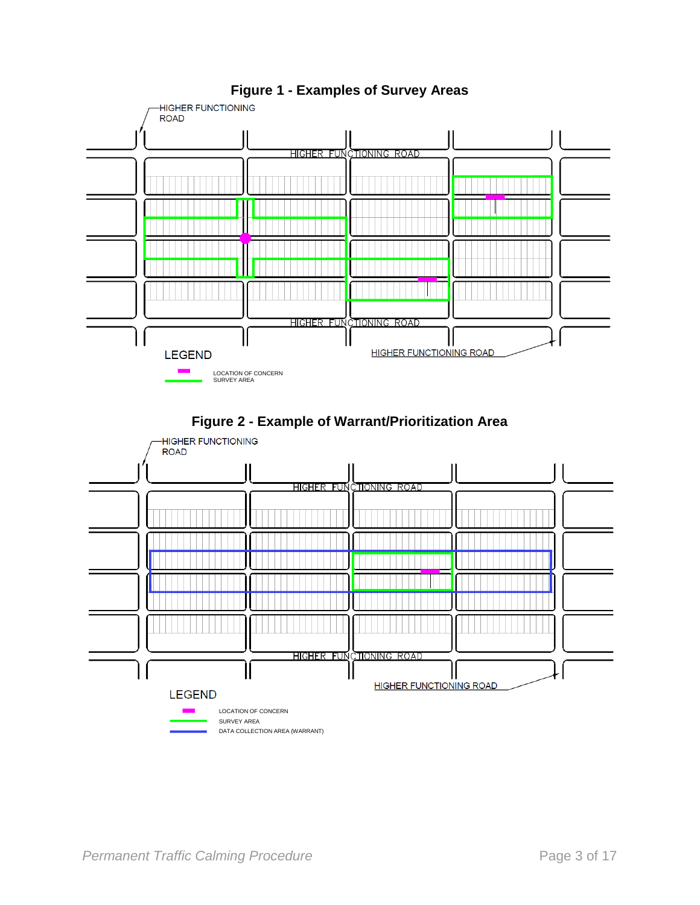**Figure 1 - Examples of Survey Areas**

HIGHER FUNCTIONING ROAD

HIGHER FUNCTIONING ROAD

HIGHER FUNCTIONING ROAD

HIGHER FUNCTIONING ROAD

LEGEND

LOCATION OF CONCERN

SURVEY AREA

**Figure 2 - Example of Warrant/Prioritization Area**

HIGHER FUNCTIONING ROAD

HIGHER FUNCTIONING ROAD

HIGHER FUNCTIONING ROAD

HIGHER FUNCTIONING ROAD

LEGEND

LOCATION OF CONCERN

SURVEY AREA

DATA COLLECTION AREA (WARRANT)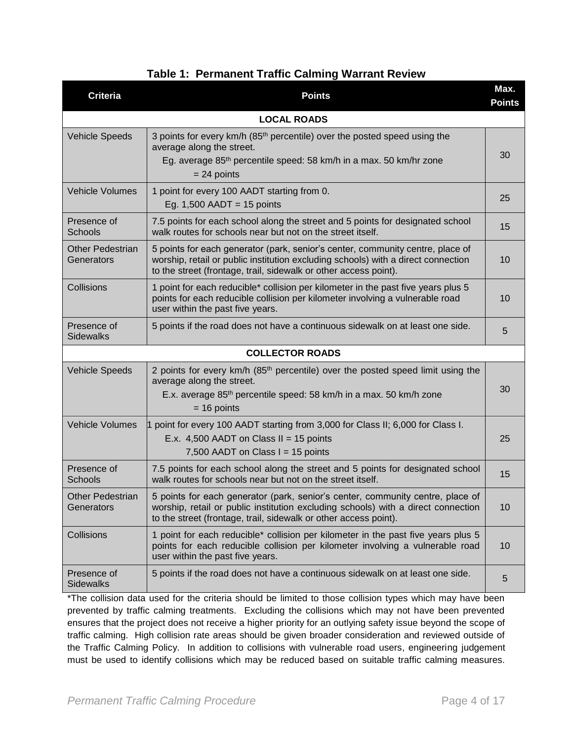**Table 1: Permanent Traffic Calming Warrant Review**

| Criteria | Points | Max. Points |
|---|---|---|
| **LOCAL ROADS** | | |
| Vehicle Speeds | 3 points for every km/h (85th percentile) over the posted speed using the average along the street. Eg. average 85th percentile speed: 58 km/h in a max. 50 km/hr zone = 24 points | 30 |
| Vehicle Volumes | 1 point for every 100 AADT starting from 0. Eg. 1,500 AADT = 15 points | 25 |
| Presence of Schools | 7.5 points for each school along the street and 5 points for designated school walk routes for schools near but not on the street itself. | 15 |
| Other Pedestrian Generators | 5 points for each generator (park, senior's center, community centre, place of worship, retail or public institution excluding schools) with a direct connection to the street (frontage, trail, sidewalk or other access point). | 10 |
| Collisions | 1 point for each reducible* collision per kilometer in the past five years plus 5 points for each reducible collision per kilometer involving a vulnerable road user within the past five years. | 10 |
| Presence of Sidewalks | 5 points if the road does not have a continuous sidewalk on at least one side. | 5 |
| **COLLECTOR ROADS** | | |
| Vehicle Speeds | 2 points for every km/h (85th percentile) over the posted speed limit using the average along the street. E.x. average 85th percentile speed: 58 km/h in a max. 50 km/h zone = 16 points | 30 |
| Vehicle Volumes | 1 point for every 100 AADT starting from 3,000 for Class II; 6,000 for Class I. E.x. 4,500 AADT on Class II = 15 points; 7,500 AADT on Class I = 15 points | 25 |
| Presence of Schools | 7.5 points for each school along the street and 5 points for designated school walk routes for schools near but not on the street itself. | 15 |
| Other Pedestrian Generators | 5 points for each generator (park, senior's center, community centre, place of worship, retail or public institution excluding schools) with a direct connection to the street (frontage, trail, sidewalk or other access point). | 10 |
| Collisions | 1 point for each reducible* collision per kilometer in the past five years plus 5 points for each reducible collision per kilometer involving a vulnerable road user within the past five years. | 10 |
| Presence of Sidewalks | 5 points if the road does not have a continuous sidewalk on at least one side. | 5 |

*The collision data used for the criteria should be limited to those collision types which may have been prevented by traffic calming treatments. Excluding the collisions which may not have been prevented ensures that the project does not receive a higher priority for an outlying safety issue beyond the scope of traffic calming. High collision rate areas should be given broader consideration and reviewed outside of the Traffic Calming Policy. In addition to collisions with vulnerable road users, engineering judgement must be used to identify collisions which may be reduced based on suitable traffic calming measures.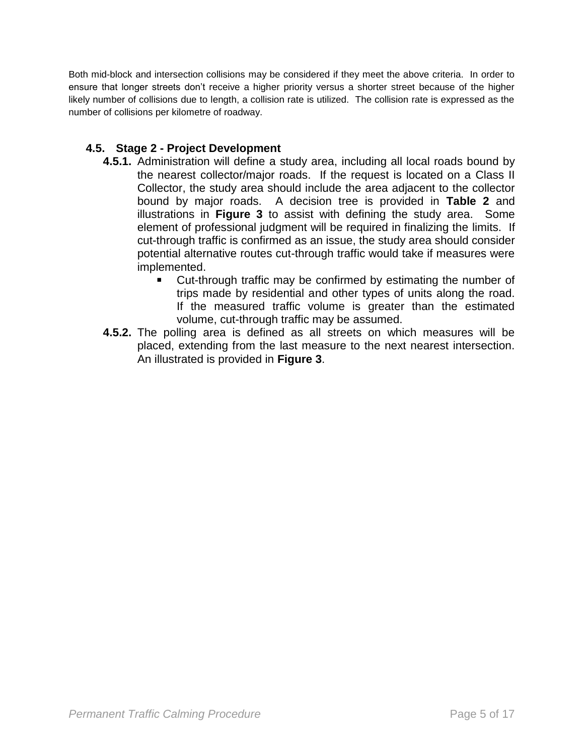Both mid-block and intersection collisions may be considered if they meet the above criteria. In order to ensure that longer streets don't receive a higher priority versus a shorter street because of the higher likely number of collisions due to length, a collision rate is utilized. The collision rate is expressed as the number of collisions per kilometre of roadway.

### 4.5. Stage 2 - Project Development

**4.5.1.** Administration will define a study area, including all local roads bound by the nearest collector/major roads. If the request is located on a Class II Collector, the study area should include the area adjacent to the collector bound by major roads. A decision tree is provided in **Table 2** and illustrations in **Figure 3** to assist with defining the study area. Some element of professional judgment will be required in finalizing the limits. If cut-through traffic is confirmed as an issue, the study area should consider potential alternative routes cut-through traffic would take if measures were implemented.

- Cut-through traffic may be confirmed by estimating the number of trips made by residential and other types of units along the road. If the measured traffic volume is greater than the estimated volume, cut-through traffic may be assumed.

**4.5.2.** The polling area is defined as all streets on which measures will be placed, extending from the last measure to the next nearest intersection. An illustrated is provided in **Figure 3**.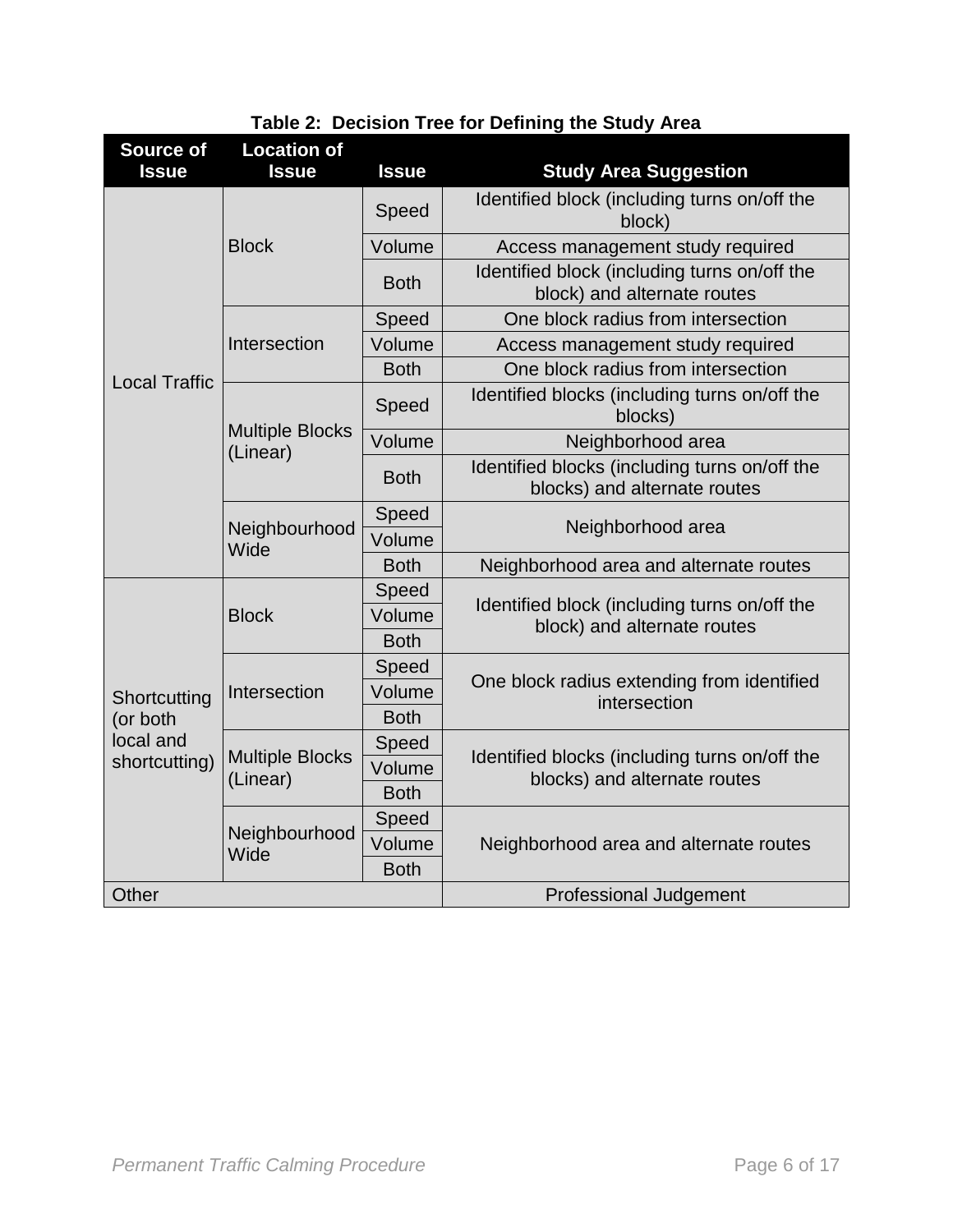**Table 2: Decision Tree for Defining the Study Area**

| Source of Issue | Location of Issue | Issue | Study Area Suggestion |
|---|---|---|---|
| Local Traffic | Block | Speed | Identified block (including turns on/off the block) |
| | | Volume | Access management study required |
| | | Both | Identified block (including turns on/off the block) and alternate routes |
| | Intersection | Speed | One block radius from intersection |
| | | Volume | Access management study required |
| | | Both | One block radius from intersection |
| | Multiple Blocks (Linear) | Speed | Identified blocks (including turns on/off the blocks) |
| | | Volume | Neighborhood area |
| | | Both | Identified blocks (including turns on/off the blocks) and alternate routes |
| | Neighbourhood Wide | Speed | Neighborhood area |
| | | Volume | |
| | | Both | Neighborhood area and alternate routes |
| Shortcutting (or both local and shortcutting) | Block | Speed | Identified block (including turns on/off the block) and alternate routes |
| | | Volume | |
| | | Both | |
| | Intersection | Speed | One block radius extending from identified intersection |
| | | Volume | |
| | | Both | |
| | Multiple Blocks (Linear) | Speed | Identified blocks (including turns on/off the blocks) and alternate routes |
| | | Volume | |
| | | Both | |
| | Neighbourhood Wide | Speed | Neighborhood area and alternate routes |
| | | Volume | |
| | | Both | |
| Other | | | Professional Judgement |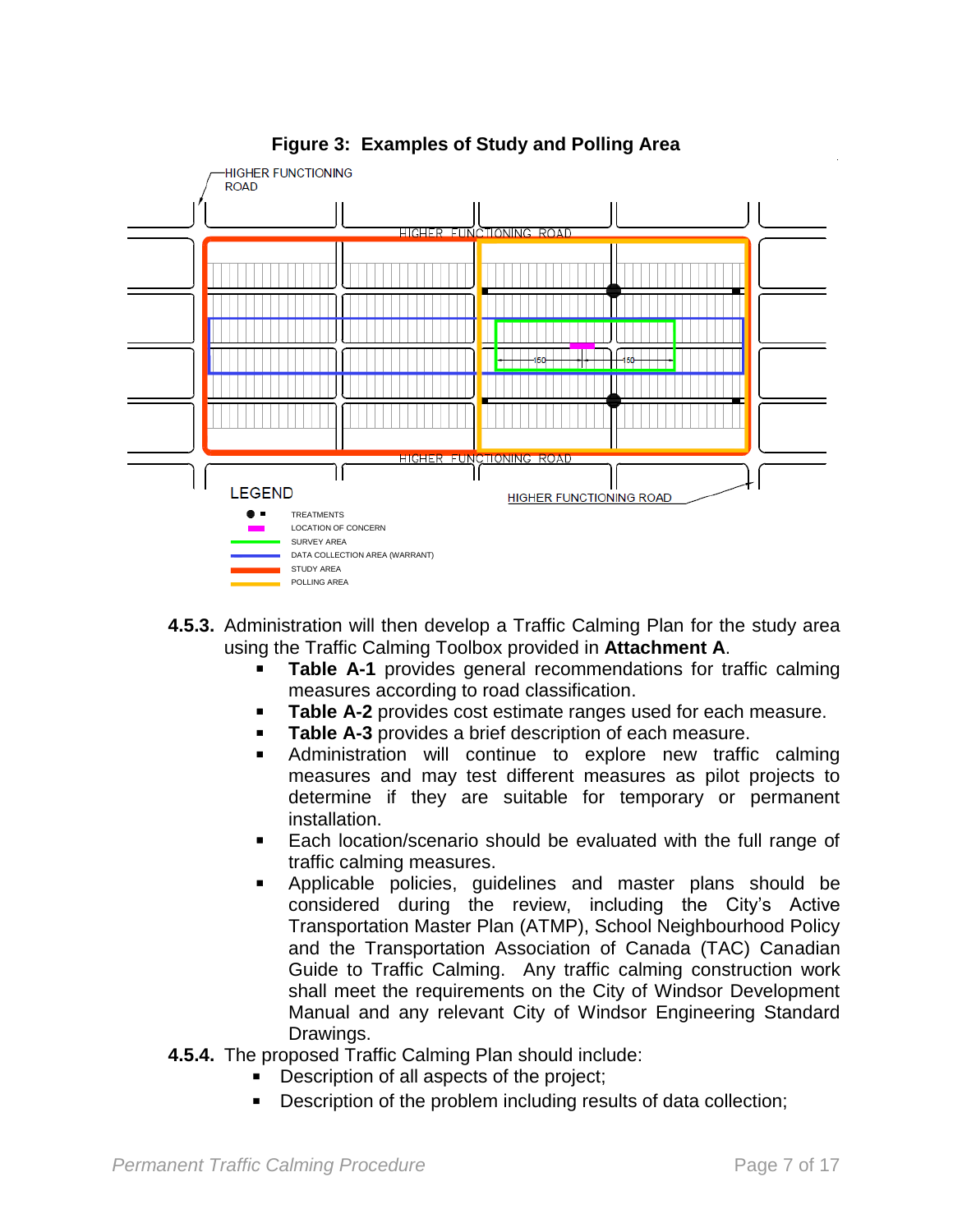**Figure 3: Examples of Study and Polling Area**

**4.5.3.** Administration will then develop a Traffic Calming Plan for the study area using the Traffic Calming Toolbox provided in **Attachment A**.

- **Table A-1** provides general recommendations for traffic calming measures according to road classification.
- **Table A-2** provides cost estimate ranges used for each measure.
- **Table A-3** provides a brief description of each measure.
- Administration will continue to explore new traffic calming measures and may test different measures as pilot projects to determine if they are suitable for temporary or permanent installation.
- Each location/scenario should be evaluated with the full range of traffic calming measures.
- Applicable policies, guidelines and master plans should be considered during the review, including the City's Active Transportation Master Plan (ATMP), School Neighbourhood Policy and the Transportation Association of Canada (TAC) Canadian Guide to Traffic Calming. Any traffic calming construction work shall meet the requirements on the City of Windsor Development Manual and any relevant City of Windsor Engineering Standard Drawings.

**4.5.4.** The proposed Traffic Calming Plan should include:

- Description of all aspects of the project;
- Description of the problem including results of data collection;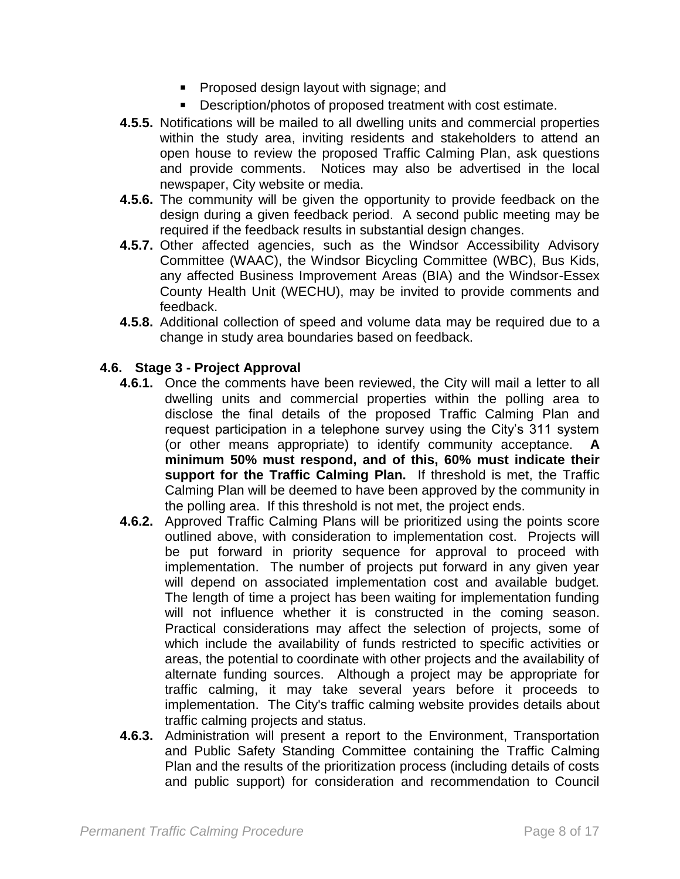- Proposed design layout with signage; and
- Description/photos of proposed treatment with cost estimate.

**4.5.5.** Notifications will be mailed to all dwelling units and commercial properties within the study area, inviting residents and stakeholders to attend an open house to review the proposed Traffic Calming Plan, ask questions and provide comments. Notices may also be advertised in the local newspaper, City website or media.

**4.5.6.** The community will be given the opportunity to provide feedback on the design during a given feedback period. A second public meeting may be required if the feedback results in substantial design changes.

**4.5.7.** Other affected agencies, such as the Windsor Accessibility Advisory Committee (WAAC), the Windsor Bicycling Committee (WBC), Bus Kids, any affected Business Improvement Areas (BIA) and the Windsor-Essex County Health Unit (WECHU), may be invited to provide comments and feedback.

**4.5.8.** Additional collection of speed and volume data may be required due to a change in study area boundaries based on feedback.

### 4.6. Stage 3 - Project Approval

**4.6.1.** Once the comments have been reviewed, the City will mail a letter to all dwelling units and commercial properties within the polling area to disclose the final details of the proposed Traffic Calming Plan and request participation in a telephone survey using the City's 311 system (or other means appropriate) to identify community acceptance. **A minimum 50% must respond, and of this, 60% must indicate their support for the Traffic Calming Plan.** If threshold is met, the Traffic Calming Plan will be deemed to have been approved by the community in the polling area. If this threshold is not met, the project ends.

**4.6.2.** Approved Traffic Calming Plans will be prioritized using the points score outlined above, with consideration to implementation cost. Projects will be put forward in priority sequence for approval to proceed with implementation. The number of projects put forward in any given year will depend on associated implementation cost and available budget. The length of time a project has been waiting for implementation funding will not influence whether it is constructed in the coming season. Practical considerations may affect the selection of projects, some of which include the availability of funds restricted to specific activities or areas, the potential to coordinate with other projects and the availability of alternate funding sources. Although a project may be appropriate for traffic calming, it may take several years before it proceeds to implementation. The City's traffic calming website provides details about traffic calming projects and status.

**4.6.3.** Administration will present a report to the Environment, Transportation and Public Safety Standing Committee containing the Traffic Calming Plan and the results of the prioritization process (including details of costs and public support) for consideration and recommendation to Council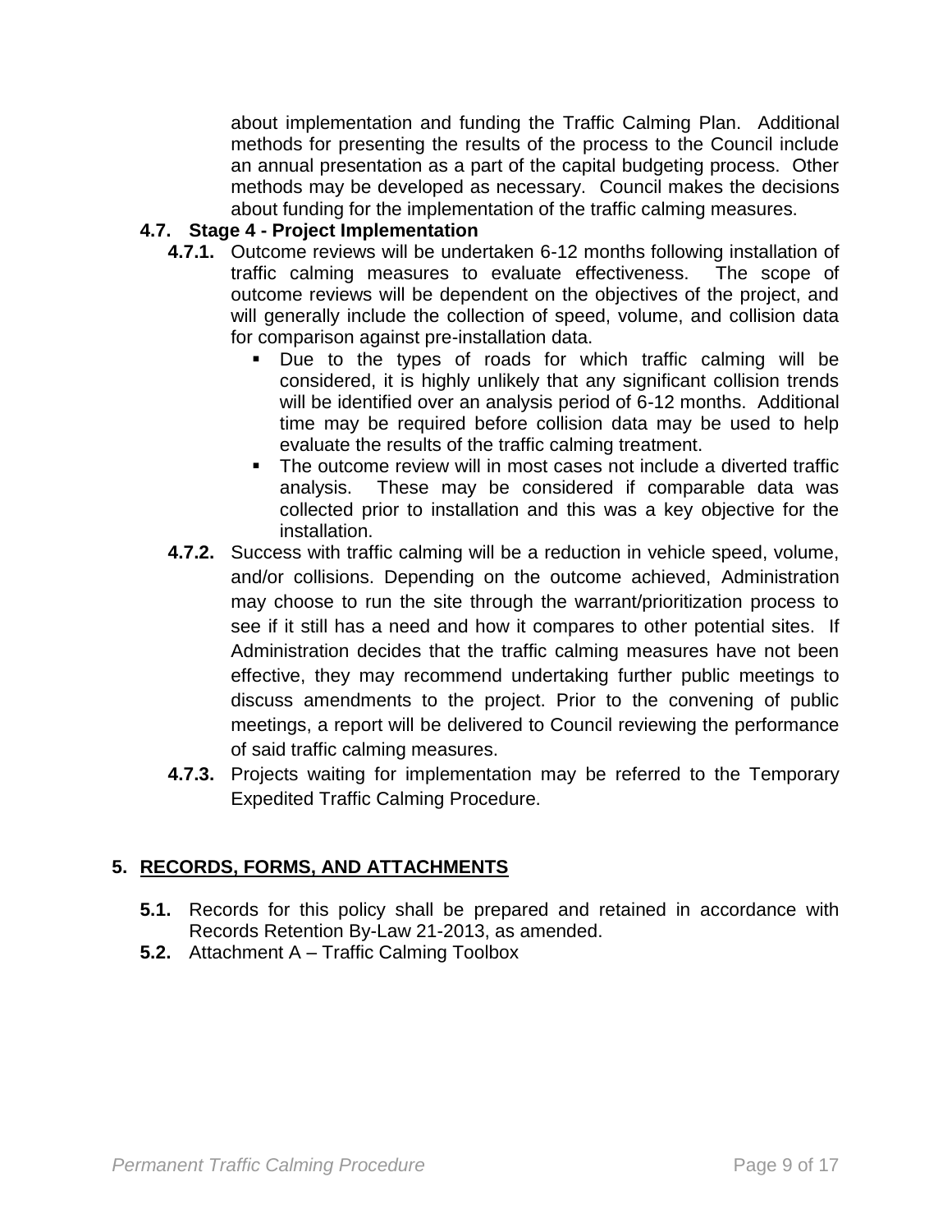about implementation and funding the Traffic Calming Plan. Additional methods for presenting the results of the process to the Council include an annual presentation as a part of the capital budgeting process. Other methods may be developed as necessary. Council makes the decisions about funding for the implementation of the traffic calming measures.

### 4.7. Stage 4 - Project Implementation

**4.7.1.** Outcome reviews will be undertaken 6-12 months following installation of traffic calming measures to evaluate effectiveness. The scope of outcome reviews will be dependent on the objectives of the project, and will generally include the collection of speed, volume, and collision data for comparison against pre-installation data.

- Due to the types of roads for which traffic calming will be considered, it is highly unlikely that any significant collision trends will be identified over an analysis period of 6-12 months. Additional time may be required before collision data may be used to help evaluate the results of the traffic calming treatment.
- The outcome review will in most cases not include a diverted traffic analysis. These may be considered if comparable data was collected prior to installation and this was a key objective for the installation.

**4.7.2.** Success with traffic calming will be a reduction in vehicle speed, volume, and/or collisions. Depending on the outcome achieved, Administration may choose to run the site through the warrant/prioritization process to see if it still has a need and how it compares to other potential sites. If Administration decides that the traffic calming measures have not been effective, they may recommend undertaking further public meetings to discuss amendments to the project. Prior to the convening of public meetings, a report will be delivered to Council reviewing the performance of said traffic calming measures.

**4.7.3.** Projects waiting for implementation may be referred to the Temporary Expedited Traffic Calming Procedure.

## 5. RECORDS, FORMS, AND ATTACHMENTS

**5.1.** Records for this policy shall be prepared and retained in accordance with Records Retention By-Law 21-2013, as amended.

**5.2.** Attachment A – Traffic Calming Toolbox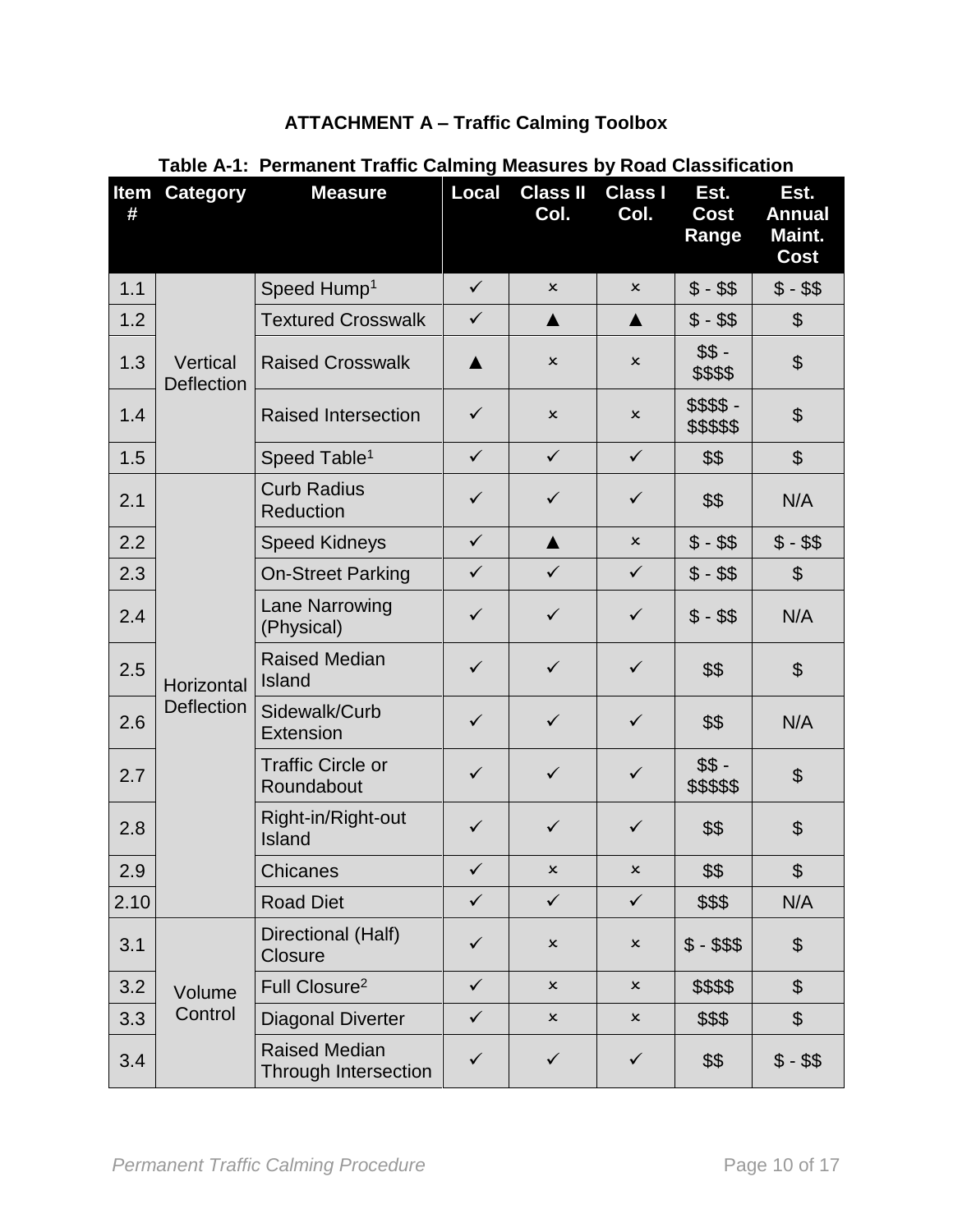# ATTACHMENT A – Traffic Calming Toolbox

**Table A-1: Permanent Traffic Calming Measures by Road Classification**

| Item # | Category | Measure | Local | Class II Col. | Class I Col. | Est. Cost Range | Est. Annual Maint. Cost |
|---|---|---|---|---|---|---|---|
| 1.1 | Vertical Deflection | Speed Hump[1] | ✓ | × | × | $ - $$ | $ - $$ |
| 1.2 | | Textured Crosswalk | ✓ | ▲ | ▲ | $ - $$ | $ |
| 1.3 | | Raised Crosswalk | ▲ | × | × | $$ - $$$$ | $ |
| 1.4 | | Raised Intersection | ✓ | × | × | $$$$ - $$$$$ | $ |
| 1.5 | | Speed Table[1] | ✓ | ✓ | ✓ | $$ | $ |
| 2.1 | Horizontal Deflection | Curb Radius Reduction | ✓ | ✓ | ✓ | $$ | N/A |
| 2.2 | | Speed Kidneys | ✓ | ▲ | × | $ - $$ | $ - $$ |
| 2.3 | | On-Street Parking | ✓ | ✓ | ✓ | $ - $$ | $ |
| 2.4 | | Lane Narrowing (Physical) | ✓ | ✓ | ✓ | $ - $$ | N/A |
| 2.5 | | Raised Median Island | ✓ | ✓ | ✓ | $$ | $ |
| 2.6 | | Sidewalk/Curb Extension | ✓ | ✓ | ✓ | $$ | N/A |
| 2.7 | | Traffic Circle or Roundabout | ✓ | ✓ | ✓ | $$ - $$$$$ | $ |
| 2.8 | | Right-in/Right-out Island | ✓ | ✓ | ✓ | $$ | $ |
| 2.9 | | Chicanes | ✓ | × | × | $$ | $ |
| 2.10 | | Road Diet | ✓ | ✓ | ✓ | $$$ | N/A |
| 3.1 | Volume Control | Directional (Half) Closure | ✓ | × | × | $ - $$$ | $ |
| 3.2 | | Full Closure[2] | ✓ | × | × | $$$$ | $ |
| 3.3 | | Diagonal Diverter | ✓ | × | × | $$$ | $ |
| 3.4 | | Raised Median Through Intersection | ✓ | ✓ | ✓ | $$ | $ - $$ |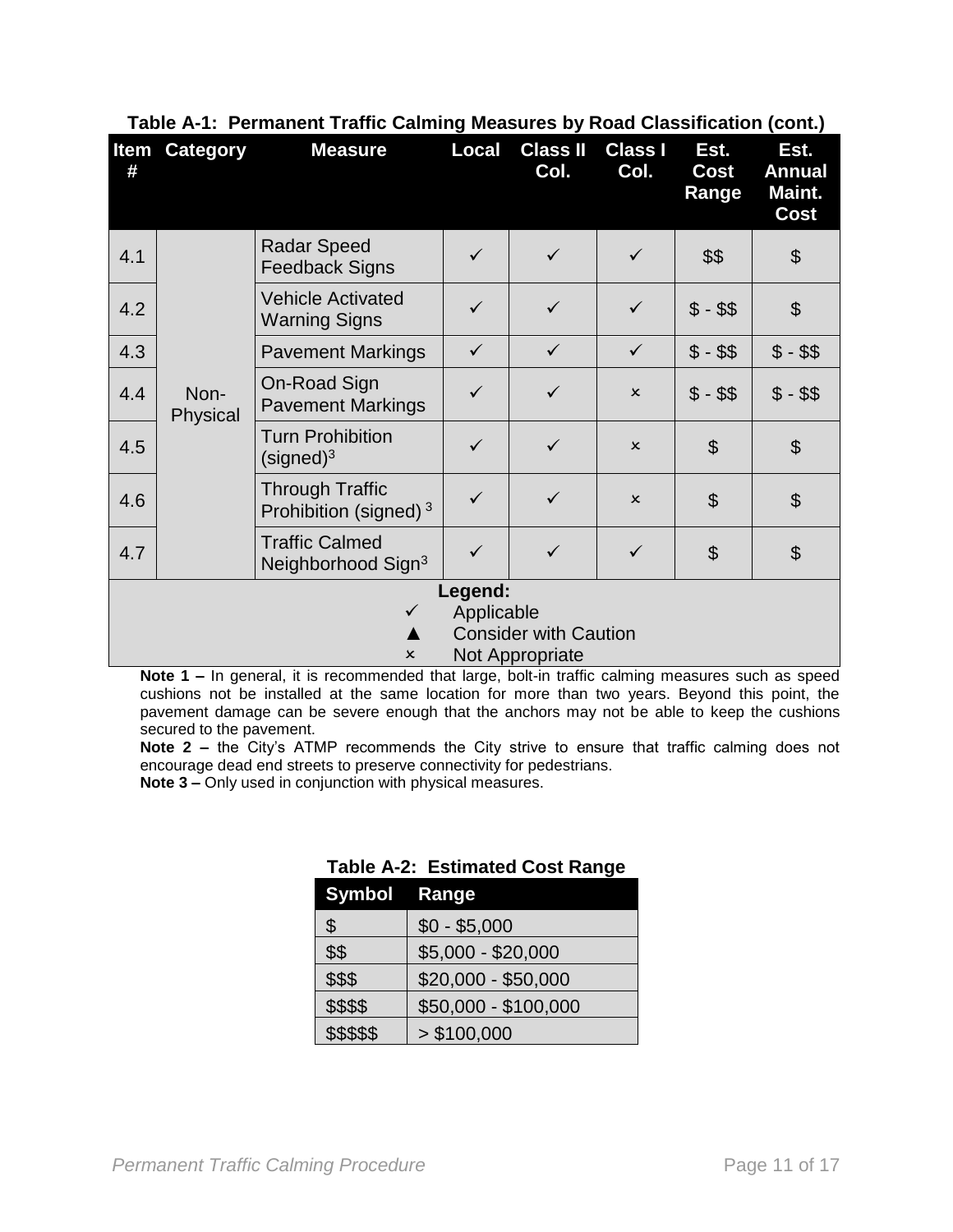**Table A-1: Permanent Traffic Calming Measures by Road Classification (cont.)**

| Item # | Category | Measure | Local | Class II Col. | Class I Col. | Est. Cost Range | Est. Annual Maint. Cost |
|---|---|---|---|---|---|---|---|
| 4.1 | Non-Physical | Radar Speed Feedback Signs | ✓ | ✓ | ✓ | $$ | $ |
| 4.2 | | Vehicle Activated Warning Signs | ✓ | ✓ | ✓ | $ - $$ | $ |
| 4.3 | | Pavement Markings | ✓ | ✓ | ✓ | $ - $$ | $ - $$ |
| 4.4 | | On-Road Sign Pavement Markings | ✓ | ✓ | × | $ - $$ | $ - $$ |
| 4.5 | | Turn Prohibition (signed)[3] | ✓ | ✓ | × | $ | $ |
| 4.6 | | Through Traffic Prohibition (signed) [3] | ✓ | ✓ | × | $ | $ |
| 4.7 | | Traffic Calmed Neighborhood Sign[3] | ✓ | ✓ | ✓ | $ | $ |

**Legend:**
- ✓ Applicable
- ▲ Consider with Caution
- × Not Appropriate

**Note 1 –** In general, it is recommended that large, bolt-in traffic calming measures such as speed cushions not be installed at the same location for more than two years. Beyond this point, the pavement damage can be severe enough that the anchors may not be able to keep the cushions secured to the pavement.

**Note 2 –** the City's ATMP recommends the City strive to ensure that traffic calming does not encourage dead end streets to preserve connectivity for pedestrians.

**Note 3 –** Only used in conjunction with physical measures.

**Table A-2: Estimated Cost Range**

| Symbol | Range |
|---|---|
| $ | $0 - $5,000 |
| $$ | $5,000 - $20,000 |
| $$$ | $20,000 - $50,000 |
| $$$$ | $50,000 - $100,000 |
| $$$$$ | > $100,000 |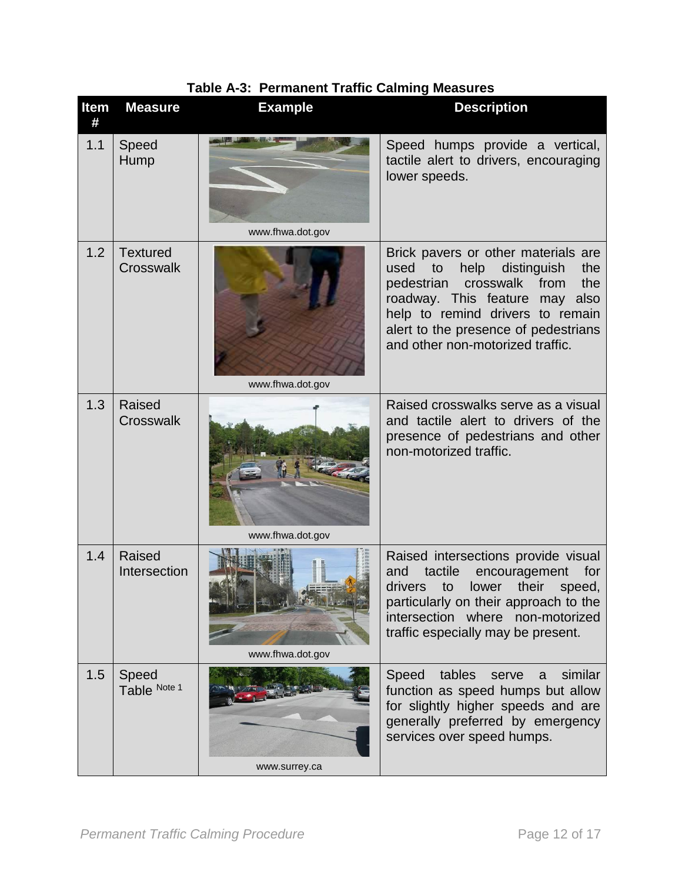**Table A-3: Permanent Traffic Calming Measures**

| Item # | Measure | Example | Description |
|---|---|---|---|
| 1.1 | Speed Hump | www.fhwa.dot.gov | Speed humps provide a vertical, tactile alert to drivers, encouraging lower speeds. |
| 1.2 | Textured Crosswalk | www.fhwa.dot.gov | Brick pavers or other materials are used to help distinguish the pedestrian crosswalk from the roadway. This feature may also help to remind drivers to remain alert to the presence of pedestrians and other non-motorized traffic. |
| 1.3 | Raised Crosswalk | www.fhwa.dot.gov | Raised crosswalks serve as a visual and tactile alert to drivers of the presence of pedestrians and other non-motorized traffic. |
| 1.4 | Raised Intersection | www.fhwa.dot.gov | Raised intersections provide visual and tactile encouragement for drivers to lower their speed, particularly on their approach to the intersection where non-motorized traffic especially may be present. |
| 1.5 | Speed Table [Note 1] | www.surrey.ca | Speed tables serve a similar function as speed humps but allow for slightly higher speeds and are generally preferred by emergency services over speed humps. |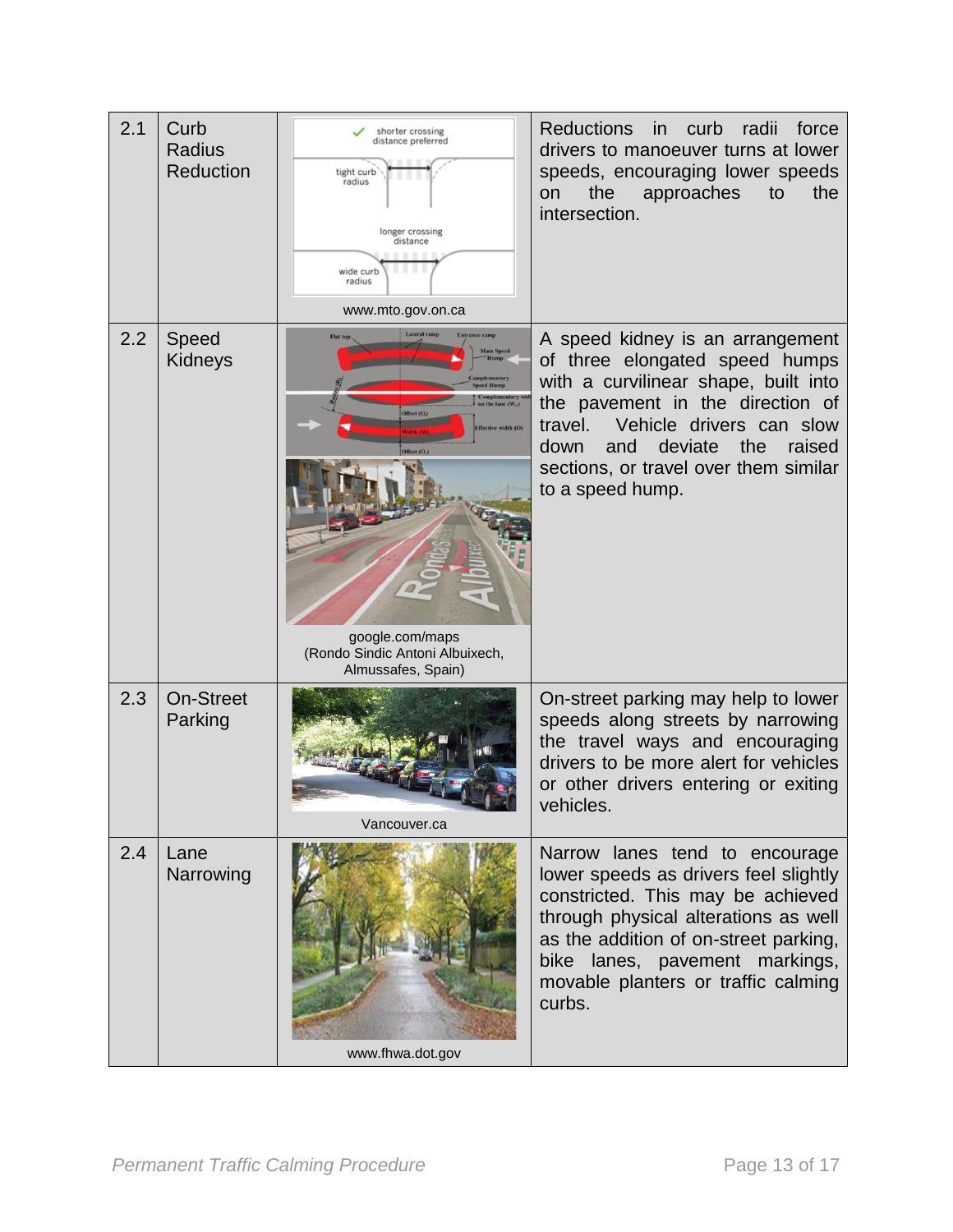| 2.1 | Curb Radius Reduction | www.mto.gov.on.ca | Reductions in curb radii force drivers to manoeuver turns at lower speeds, encouraging lower speeds on the approaches to the intersection. |
|---|---|---|---|
| 2.2 | Speed Kidneys | google.com/maps (Rondo Sindic Antoni Albuixech, Almussafes, Spain) | A speed kidney is an arrangement of three elongated speed humps with a curvilinear shape, built into the pavement in the direction of travel. Vehicle drivers can slow down and deviate the raised sections, or travel over them similar to a speed hump. |
| 2.3 | On-Street Parking | Vancouver.ca | On-street parking may help to lower speeds along streets by narrowing the travel ways and encouraging drivers to be more alert for vehicles or other drivers entering or exiting vehicles. |
| 2.4 | Lane Narrowing | www.fhwa.dot.gov | Narrow lanes tend to encourage lower speeds as drivers feel slightly constricted. This may be achieved through physical alterations as well as the addition of on-street parking, bike lanes, pavement markings, movable planters or traffic calming curbs. |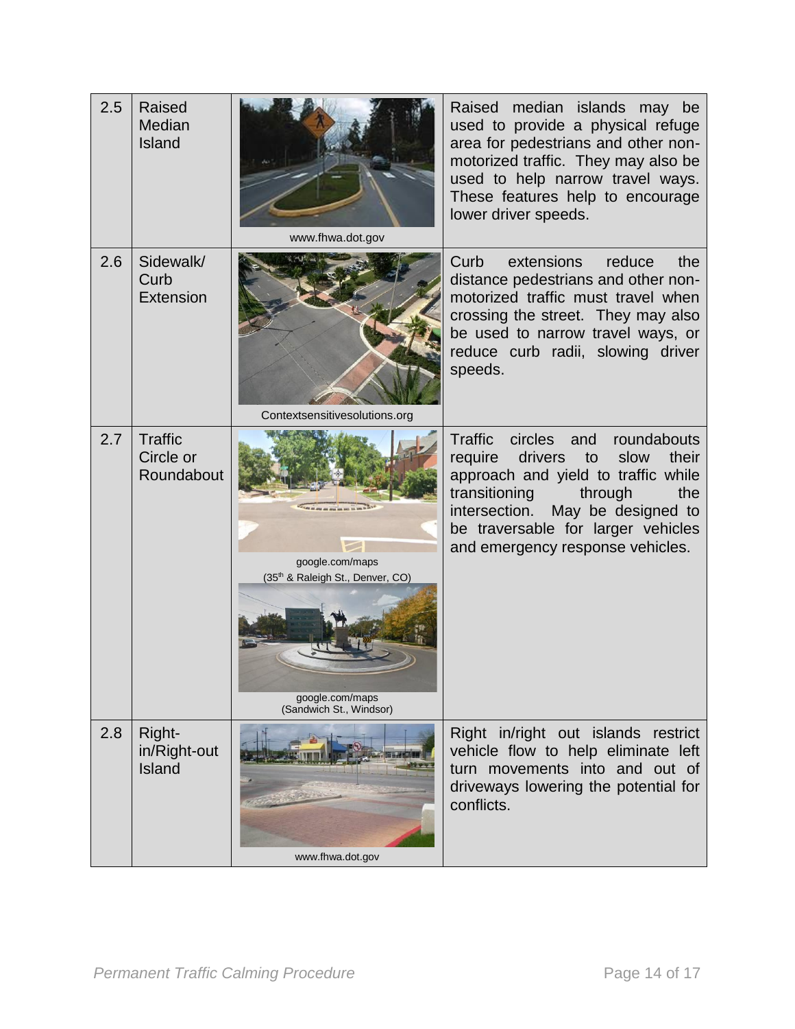| | | | |
|---|---|---|---|
| 2.5 | Raised Median Island | www.fhwa.dot.gov | Raised median islands may be used to provide a physical refuge area for pedestrians and other non-motorized traffic. They may also be used to help narrow travel ways. These features help to encourage lower driver speeds. |
| 2.6 | Sidewalk/ Curb Extension | Contextsensitivesolutions.org | Curb extensions reduce the distance pedestrians and other non-motorized traffic must travel when crossing the street. They may also be used to narrow travel ways, or reduce curb radii, slowing driver speeds. |
| 2.7 | Traffic Circle or Roundabout | google.com/maps (35th & Raleigh St., Denver, CO)<br>google.com/maps (Sandwich St., Windsor) | Traffic circles and roundabouts require drivers to slow their approach and yield to traffic while transitioning through the intersection. May be designed to be traversable for larger vehicles and emergency response vehicles. |
| 2.8 | Right-in/Right-out Island | www.fhwa.dot.gov | Right in/right out islands restrict vehicle flow to help eliminate left turn movements into and out of driveways lowering the potential for conflicts. |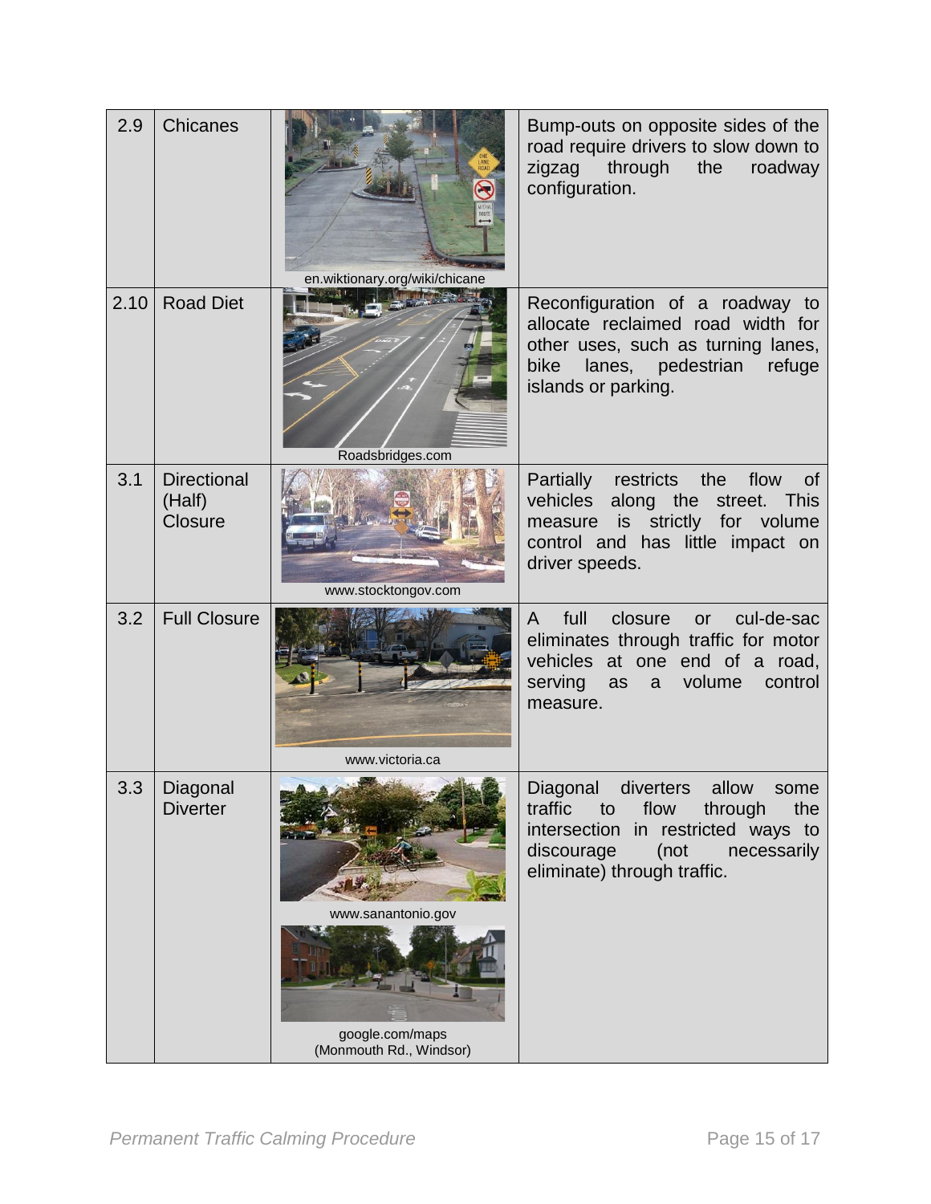| | | | |
|---|---|---|---|
| 2.9 | Chicanes | en.wiktionary.org/wiki/chicane | Bump-outs on opposite sides of the road require drivers to slow down to zigzag through the roadway configuration. |
| 2.10 | Road Diet | Roadsbridges.com | Reconfiguration of a roadway to allocate reclaimed road width for other uses, such as turning lanes, bike lanes, pedestrian refuge islands or parking. |
| 3.1 | Directional (Half) Closure | www.stocktongov.com | Partially restricts the flow of vehicles along the street. This measure is strictly for volume control and has little impact on driver speeds. |
| 3.2 | Full Closure | www.victoria.ca | A full closure or cul-de-sac eliminates through traffic for motor vehicles at one end of a road, serving as a volume control measure. |
| 3.3 | Diagonal Diverter | www.sanantonio.gov<br>google.com/maps (Monmouth Rd., Windsor) | Diagonal diverters allow some traffic to flow through the intersection in restricted ways to discourage (not necessarily eliminate) through traffic. |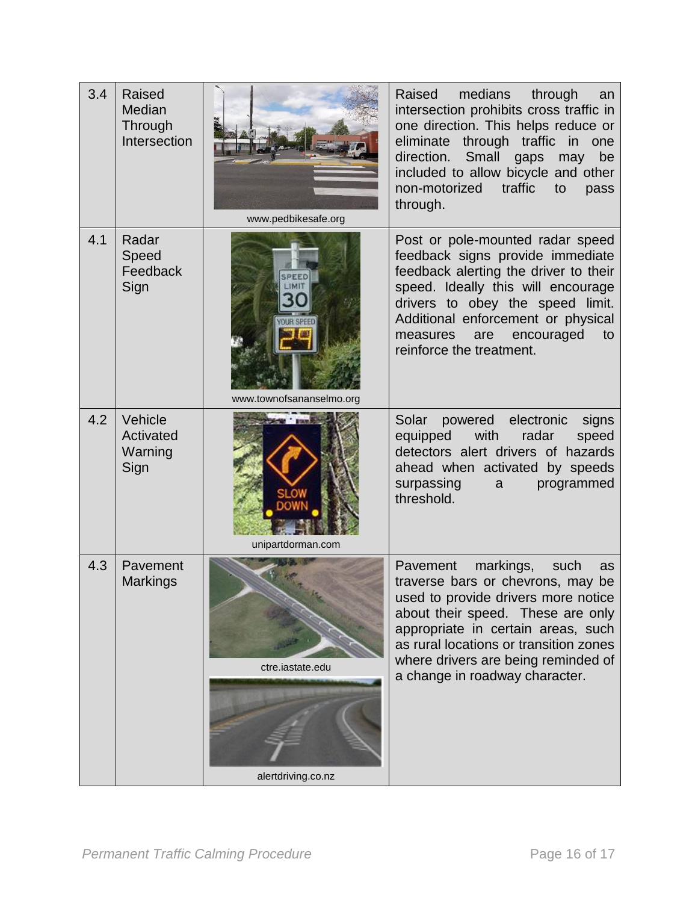| | | | |
|---|---|---|---|
| 3.4 | Raised Median Through Intersection | www.pedbikesafe.org | Raised medians through an intersection prohibits cross traffic in one direction. This helps reduce or eliminate through traffic in one direction. Small gaps may be included to allow bicycle and other non-motorized traffic to pass through. |
| 4.1 | Radar Speed Feedback Sign | www.townofsananselmo.org | Post or pole-mounted radar speed feedback signs provide immediate feedback alerting the driver to their speed. Ideally this will encourage drivers to obey the speed limit. Additional enforcement or physical measures are encouraged to reinforce the treatment. |
| 4.2 | Vehicle Activated Warning Sign | unipartdorman.com | Solar powered electronic signs equipped with radar speed detectors alert drivers of hazards ahead when activated by speeds surpassing a programmed threshold. |
| 4.3 | Pavement Markings | ctre.iastate.edu<br>alertdriving.co.nz | Pavement markings, such as traverse bars or chevrons, may be used to provide drivers more notice about their speed. These are only appropriate in certain areas, such as rural locations or transition zones where drivers are being reminded of a change in roadway character. |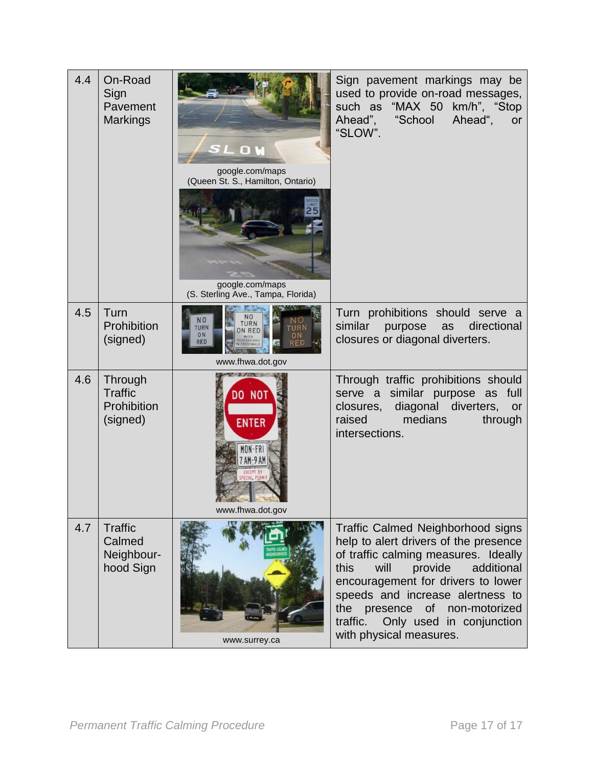| | | | |
|---|---|---|---|
| 4.4 | On-Road Sign Pavement Markings | google.com/maps (Queen St. S., Hamilton, Ontario) google.com/maps (S. Sterling Ave., Tampa, Florida) | Sign pavement markings may be used to provide on-road messages, such as "MAX 50 km/h", "Stop Ahead", "School Ahead", or "SLOW". |
| 4.5 | Turn Prohibition (signed) | www.fhwa.dot.gov | Turn prohibitions should serve a similar purpose as directional closures or diagonal diverters. |
| 4.6 | Through Traffic Prohibition (signed) | www.fhwa.dot.gov | Through traffic prohibitions should serve a similar purpose as full closures, diagonal diverters, or raised medians through intersections. |
| 4.7 | Traffic Calmed Neighbour-hood Sign | www.surrey.ca | Traffic Calmed Neighborhood signs help to alert drivers of the presence of traffic calming measures. Ideally this will provide additional encouragement for drivers to lower speeds and increase alertness to the presence of non-motorized traffic. Only used in conjunction with physical measures. |